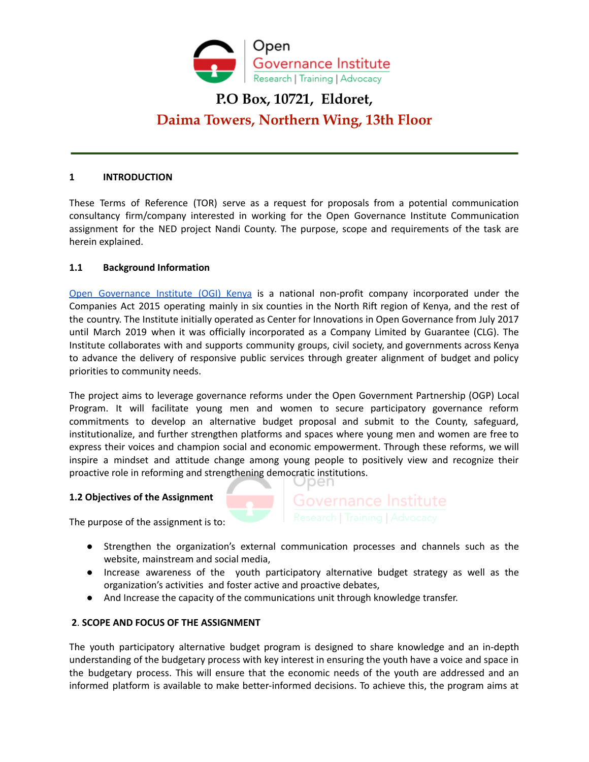**P.O Box, 10721, Eldoret,**

**Daima Towers, Northern Wing, 13th Floor**

---

## 1 INTRODUCTION

These Terms of Reference (TOR) serve as a request for proposals from a potential communication consultancy firm/company interested in working for the Open Governance Institute Communication assignment for the NED project Nandi County. The purpose, scope and requirements of the task are herein explained.

### 1.1 Background Information

Open Governance Institute (OGI) Kenya is a national non-profit company incorporated under the Companies Act 2015 operating mainly in six counties in the North Rift region of Kenya, and the rest of the country. The Institute initially operated as Center for Innovations in Open Governance from July 2017 until March 2019 when it was officially incorporated as a Company Limited by Guarantee (CLG). The Institute collaborates with and supports community groups, civil society, and governments across Kenya to advance the delivery of responsive public services through greater alignment of budget and policy priorities to community needs.

The project aims to leverage governance reforms under the Open Government Partnership (OGP) Local Program. It will facilitate young men and women to secure participatory governance reform commitments to develop an alternative budget proposal and submit to the County, safeguard, institutionalize, and further strengthen platforms and spaces where young men and women are free to express their voices and champion social and economic empowerment. Through these reforms, we will inspire a mindset and attitude change among young people to positively view and recognize their proactive role in reforming and strengthening democratic institutions.

### 1.2 Objectives of the Assignment

The purpose of the assignment is to:

- Strengthen the organization's external communication processes and channels such as the website, mainstream and social media,
- Increase awareness of the youth participatory alternative budget strategy as well as the organization's activities and foster active and proactive debates,
- And Increase the capacity of the communications unit through knowledge transfer.

## 2. SCOPE AND FOCUS OF THE ASSIGNMENT

The youth participatory alternative budget program is designed to share knowledge and an in-depth understanding of the budgetary process with key interest in ensuring the youth have a voice and space in the budgetary process. This will ensure that the economic needs of the youth are addressed and an informed platform is available to make better-informed decisions. To achieve this, the program aims at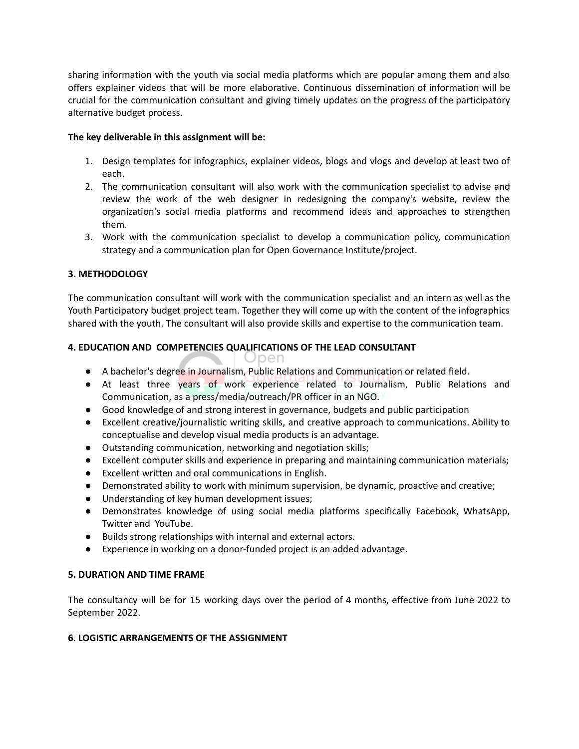sharing information with the youth via social media platforms which are popular among them and also offers explainer videos that will be more elaborative. Continuous dissemination of information will be crucial for the communication consultant and giving timely updates on the progress of the participatory alternative budget process.

**The key deliverable in this assignment will be:**

1. Design templates for infographics, explainer videos, blogs and vlogs and develop at least two of each.
2. The communication consultant will also work with the communication specialist to advise and review the work of the web designer in redesigning the company's website, review the organization's social media platforms and recommend ideas and approaches to strengthen them.
3. Work with the communication specialist to develop a communication policy, communication strategy and a communication plan for Open Governance Institute/project.

### 3. METHODOLOGY

The communication consultant will work with the communication specialist and an intern as well as the Youth Participatory budget project team. Together they will come up with the content of the infographics shared with the youth. The consultant will also provide skills and expertise to the communication team.

### 4. EDUCATION AND COMPETENCIES QUALIFICATIONS OF THE LEAD CONSULTANT

- A bachelor's degree in Journalism, Public Relations and Communication or related field.
- At least three years of work experience related to Journalism, Public Relations and Communication, as a press/media/outreach/PR officer in an NGO.
- Good knowledge of and strong interest in governance, budgets and public participation
- Excellent creative/journalistic writing skills, and creative approach to communications. Ability to conceptualise and develop visual media products is an advantage.
- Outstanding communication, networking and negotiation skills;
- Excellent computer skills and experience in preparing and maintaining communication materials;
- Excellent written and oral communications in English.
- Demonstrated ability to work with minimum supervision, be dynamic, proactive and creative;
- Understanding of key human development issues;
- Demonstrates knowledge of using social media platforms specifically Facebook, WhatsApp, Twitter and YouTube.
- Builds strong relationships with internal and external actors.
- Experience in working on a donor-funded project is an added advantage.

### 5. DURATION AND TIME FRAME

The consultancy will be for 15 working days over the period of 4 months, effective from June 2022 to September 2022.

### 6. LOGISTIC ARRANGEMENTS OF THE ASSIGNMENT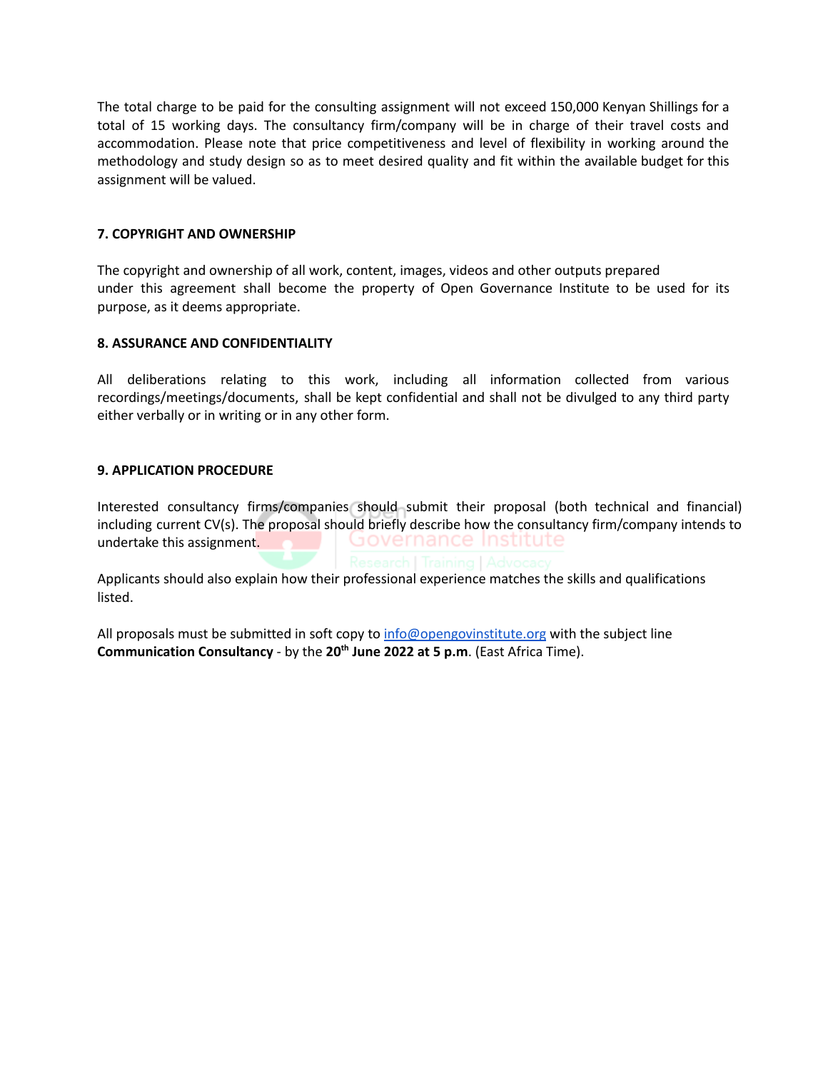The total charge to be paid for the consulting assignment will not exceed 150,000 Kenyan Shillings for a total of 15 working days. The consultancy firm/company will be in charge of their travel costs and accommodation. Please note that price competitiveness and level of flexibility in working around the methodology and study design so as to meet desired quality and fit within the available budget for this assignment will be valued.

**7. COPYRIGHT AND OWNERSHIP**

The copyright and ownership of all work, content, images, videos and other outputs prepared under this agreement shall become the property of Open Governance Institute to be used for its purpose, as it deems appropriate.

**8. ASSURANCE AND CONFIDENTIALITY**

All deliberations relating to this work, including all information collected from various recordings/meetings/documents, shall be kept confidential and shall not be divulged to any third party either verbally or in writing or in any other form.

**9. APPLICATION PROCEDURE**

Interested consultancy firms/companies should submit their proposal (both technical and financial) including current CV(s). The proposal should briefly describe how the consultancy firm/company intends to undertake this assignment.

Applicants should also explain how their professional experience matches the skills and qualifications listed.

All proposals must be submitted in soft copy to info@opengovinstitute.org with the subject line **Communication Consultancy** - by the **20th June 2022 at 5 p.m**. (East Africa Time).